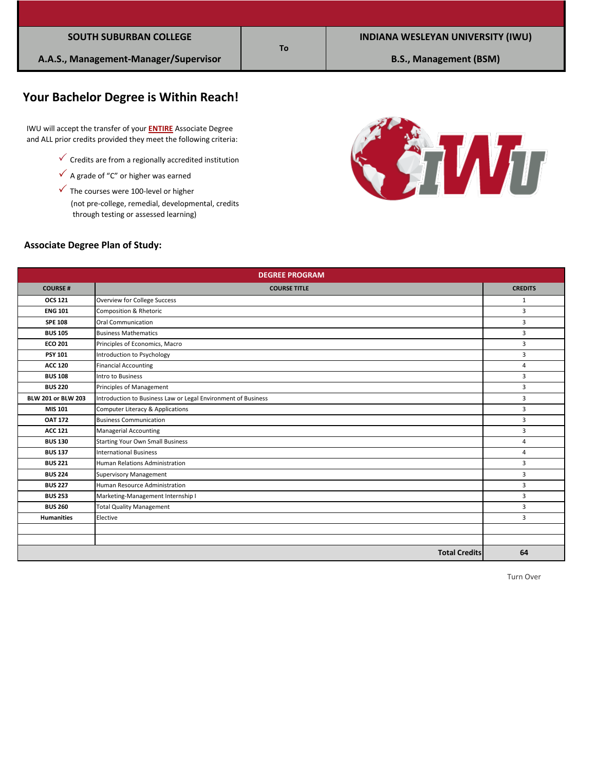| SOUTH SUBURBAN COLLEGE | To | INDIANA WESLEYAN UNIVERSITY (IWU) |
|---|---|---|
| A.A.S., Management-Manager/Supervisor | | B.S., Management (BSM) |

## Your Bachelor Degree is Within Reach!

IWU will accept the transfer of your **ENTIRE** Associate Degree and ALL prior credits provided they meet the following criteria:

- ✓ Credits are from a regionally accredited institution
- ✓ A grade of "C" or higher was earned
- ✓ The courses were 100-level or higher (not pre-college, remedial, developmental, credits through testing or assessed learning)

### Associate Degree Plan of Study:

| DEGREE PROGRAM | | |
|---|---|---|
| **COURSE #** | **COURSE TITLE** | **CREDITS** |
| **OCS 121** | Overview for College Success | 1 |
| **ENG 101** | Composition & Rhetoric | 3 |
| **SPE 108** | Oral Communication | 3 |
| **BUS 105** | Business Mathematics | 3 |
| **ECO 201** | Principles of Economics, Macro | 3 |
| **PSY 101** | Introduction to Psychology | 3 |
| **ACC 120** | Financial Accounting | 4 |
| **BUS 108** | Intro to Business | 3 |
| **BUS 220** | Principles of Management | 3 |
| **BLW 201 or BLW 203** | Introduction to Business Law or Legal Environment of Business | 3 |
| **MIS 101** | Computer Literacy & Applications | 3 |
| **OAT 172** | Business Communication | 3 |
| **ACC 121** | Managerial Accounting | 3 |
| **BUS 130** | Starting Your Own Small Business | 4 |
| **BUS 137** | International Business | 4 |
| **BUS 221** | Human Relations Administration | 3 |
| **BUS 224** | Supervisory Management | 3 |
| **BUS 227** | Human Resource Administration | 3 |
| **BUS 253** | Marketing-Management Internship I | 3 |
| **BUS 260** | Total Quality Management | 3 |
| **Humanities** | Elective | 3 |
| | | |
| | | |
| | **Total Credits** | **64** |

Turn Over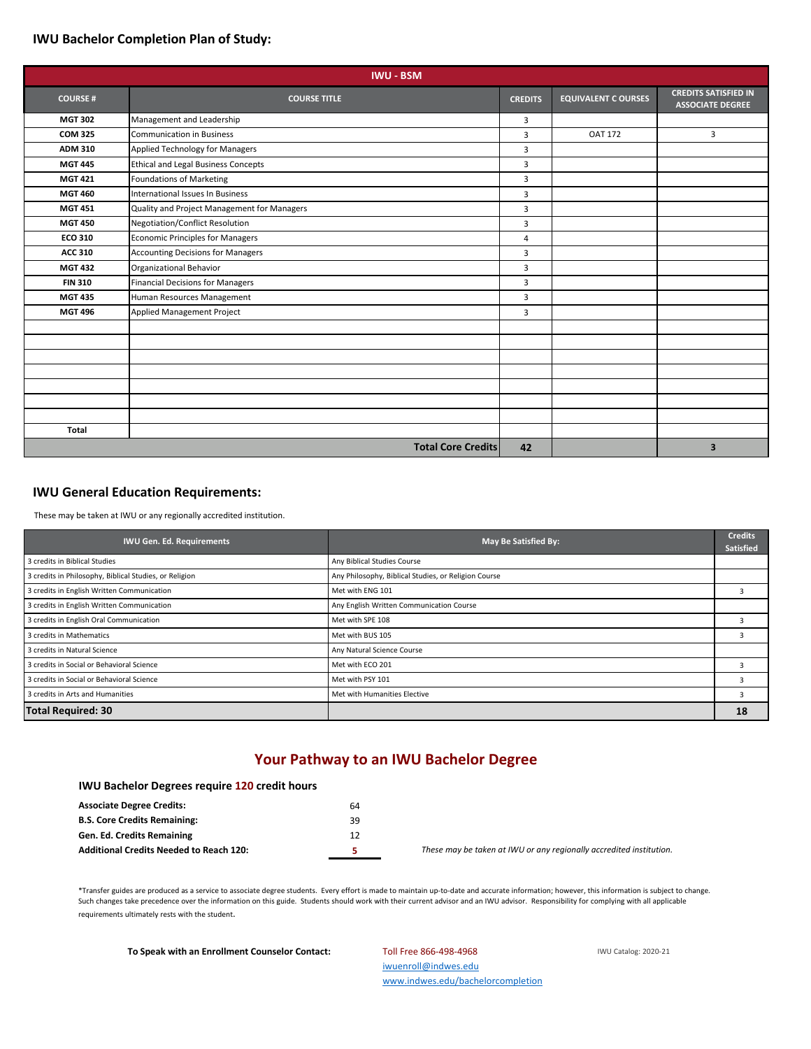## IWU Bachelor Completion Plan of Study:

| IWU - BSM | | | | |
|---|---|---|---|---|
| COURSE # | COURSE TITLE | CREDITS | EQUIVALENT C OURSES | CREDITS SATISFIED IN ASSOCIATE DEGREE |
| MGT 302 | Management and Leadership | 3 | | |
| COM 325 | Communication in Business | 3 | OAT 172 | 3 |
| ADM 310 | Applied Technology for Managers | 3 | | |
| MGT 445 | Ethical and Legal Business Concepts | 3 | | |
| MGT 421 | Foundations of Marketing | 3 | | |
| MGT 460 | International Issues In Business | 3 | | |
| MGT 451 | Quality and Project Management for Managers | 3 | | |
| MGT 450 | Negotiation/Conflict Resolution | 3 | | |
| ECO 310 | Economic Principles for Managers | 4 | | |
| ACC 310 | Accounting Decisions for Managers | 3 | | |
| MGT 432 | Organizational Behavior | 3 | | |
| FIN 310 | Financial Decisions for Managers | 3 | | |
| MGT 435 | Human Resources Management | 3 | | |
| MGT 496 | Applied Management Project | 3 | | |
| | | | | |
| | | | | |
| | | | | |
| | | | | |
| | | | | |
| | | | | |
| | | | | |
| Total | | | | |
| | Total Core Credits | 42 | | 3 |

## IWU General Education Requirements:

These may be taken at IWU or any regionally accredited institution.

| IWU Gen. Ed. Requirements | May Be Satisfied By: | Credits Satisfied |
|---|---|---|
| 3 credits in Biblical Studies | Any Biblical Studies Course | |
| 3 credits in Philosophy, Biblical Studies, or Religion | Any Philosophy, Biblical Studies, or Religion Course | |
| 3 credits in English Written Communication | Met with ENG 101 | 3 |
| 3 credits in English Written Communication | Any English Written Communication Course | |
| 3 credits in English Oral Communication | Met with SPE 108 | 3 |
| 3 credits in Mathematics | Met with BUS 105 | 3 |
| 3 credits in Natural Science | Any Natural Science Course | |
| 3 credits in Social or Behavioral Science | Met with ECO 201 | 3 |
| 3 credits in Social or Behavioral Science | Met with PSY 101 | 3 |
| 3 credits in Arts and Humanities | Met with Humanities Elective | 3 |
| **Total Required: 30** | | **18** |

## Your Pathway to an IWU Bachelor Degree

**IWU Bachelor Degrees require 120 credit hours**

| | | |
|---|---|---|
| **Associate Degree Credits:** | 64 | |
| **B.S. Core Credits Remaining:** | 39 | |
| **Gen. Ed. Credits Remaining** | 12 | |
| **Additional Credits Needed to Reach 120:** | **5** | *These may be taken at IWU or any regionally accredited institution.* |

*Transfer guides are produced as a service to associate degree students. Every effort is made to maintain up-to-date and accurate information; however, this information is subject to change. Such changes take precedence over the information on this guide. Students should work with their current advisor and an IWU advisor. Responsibility for complying with all applicable requirements ultimately rests with the student.

**To Speak with an Enrollment Counselor Contact:**

Toll Free 866-498-4968
iwuenroll@indwes.edu
www.indwes.edu/bachelorcompletion

IWU Catalog: 2020-21